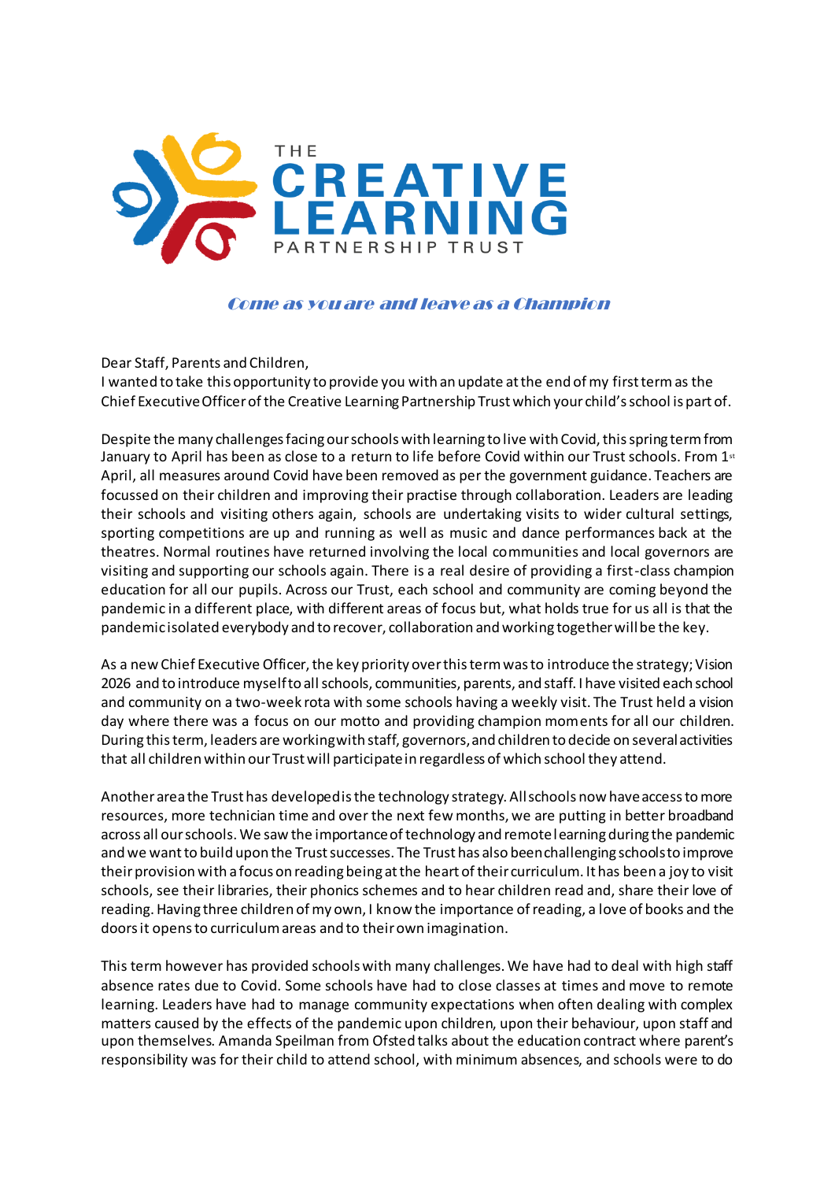# THE CREATIVE LEARNING PARTNERSHIP TRUST

*Come as you are and leave as a Champion*

Dear Staff, Parents and Children,

I wanted to take this opportunity to provide you with an update at the end of my first term as the Chief Executive Officer of the Creative Learning Partnership Trust which your child's school is part of.

Despite the many challenges facing our schools with learning to live with Covid, this spring term from January to April has been as close to a return to life before Covid within our Trust schools. From 1st April, all measures around Covid have been removed as per the government guidance. Teachers are focussed on their children and improving their practise through collaboration. Leaders are leading their schools and visiting others again, schools are undertaking visits to wider cultural settings, sporting competitions are up and running as well as music and dance performances back at the theatres. Normal routines have returned involving the local communities and local governors are visiting and supporting our schools again. There is a real desire of providing a first-class champion education for all our pupils. Across our Trust, each school and community are coming beyond the pandemic in a different place, with different areas of focus but, what holds true for us all is that the pandemic isolated everybody and to recover, collaboration and working together will be the key.

As a new Chief Executive Officer, the key priority over this term was to introduce the strategy; Vision 2026 and to introduce myself to all schools, communities, parents, and staff. I have visited each school and community on a two-week rota with some schools having a weekly visit. The Trust held a vision day where there was a focus on our motto and providing champion moments for all our children. During this term, leaders are working with staff, governors, and children to decide on several activities that all children within our Trust will participate in regardless of which school they attend.

Another area the Trust has developed is the technology strategy. All schools now have access to more resources, more technician time and over the next few months, we are putting in better broadband across all our schools. We saw the importance of technology and remote learning during the pandemic and we want to build upon the Trust successes. The Trust has also been challenging schools to improve their provision with a focus on reading being at the heart of their curriculum. It has been a joy to visit schools, see their libraries, their phonics schemes and to hear children read and, share their love of reading. Having three children of my own, I know the importance of reading, a love of books and the doors it opens to curriculum areas and to their own imagination.

This term however has provided schools with many challenges. We have had to deal with high staff absence rates due to Covid. Some schools have had to close classes at times and move to remote learning. Leaders have had to manage community expectations when often dealing with complex matters caused by the effects of the pandemic upon children, upon their behaviour, upon staff and upon themselves. Amanda Speilman from Ofsted talks about the education contract where parent's responsibility was for their child to attend school, with minimum absences, and schools were to do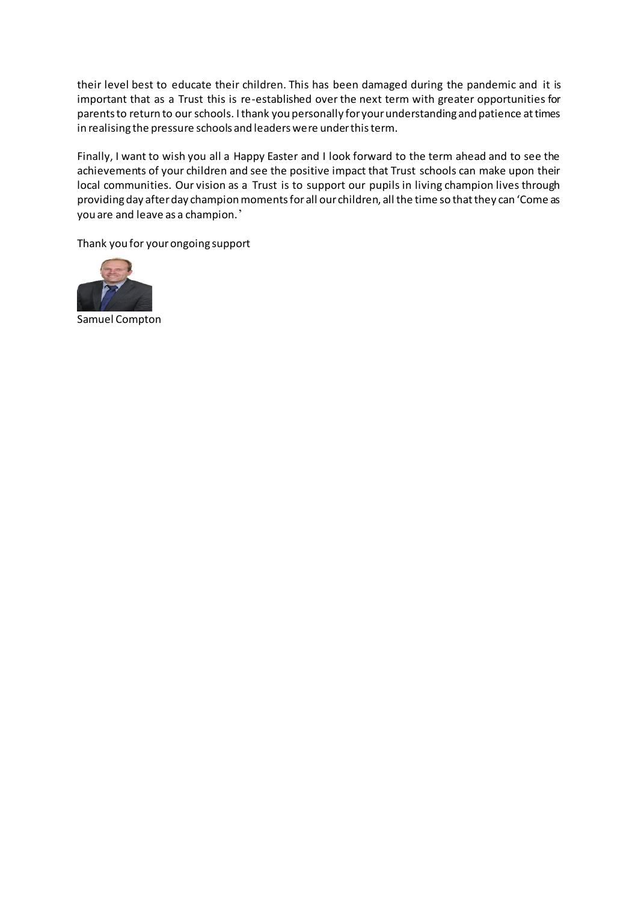their level best to educate their children. This has been damaged during the pandemic and it is important that as a Trust this is re-established over the next term with greater opportunities for parents to return to our schools. I thank you personally for your understanding and patience at times in realising the pressure schools and leaders were under this term.

Finally, I want to wish you all a Happy Easter and I look forward to the term ahead and to see the achievements of your children and see the positive impact that Trust schools can make upon their local communities. Our vision as a Trust is to support our pupils in living champion lives through providing day after day champion moments for all our children, all the time so that they can 'Come as you are and leave as a champion.'

Thank you for your ongoing support

Samuel Compton